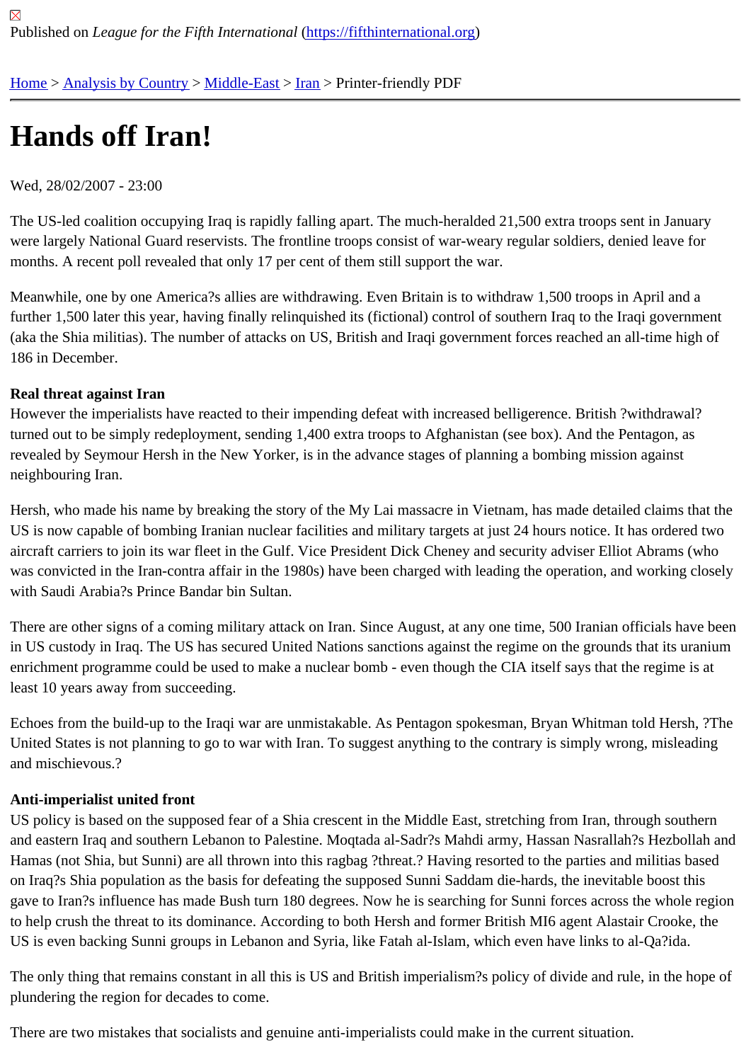Published on *League for the Fifth International* (https://fifthinternational.org)

Home > Analysis by Country > Middle-East > Iran > Printer-friendly PDF

# Hands off Iran!

Wed, 28/02/2007 - 23:00

The US-led coalition occupying Iraq is rapidly falling apart. The much-heralded 21,500 extra troops sent in January were largely National Guard reservists. The frontline troops consist of war-weary regular soldiers, denied leave for months. A recent poll revealed that only 17 per cent of them still support the war.

Meanwhile, one by one America?s allies are withdrawing. Even Britain is to withdraw 1,500 troops in April and a further 1,500 later this year, having finally relinquished its (fictional) control of southern Iraq to the Iraqi government (aka the Shia militias). The number of attacks on US, British and Iraqi government forces reached an all-time high of 186 in December.

**Real threat against Iran**
However the imperialists have reacted to their impending defeat with increased belligerence. British ?withdrawal? turned out to be simply redeployment, sending 1,400 extra troops to Afghanistan (see box). And the Pentagon, as revealed by Seymour Hersh in the New Yorker, is in the advance stages of planning a bombing mission against neighbouring Iran.

Hersh, who made his name by breaking the story of the My Lai massacre in Vietnam, has made detailed claims that the US is now capable of bombing Iranian nuclear facilities and military targets at just 24 hours notice. It has ordered two aircraft carriers to join its war fleet in the Gulf. Vice President Dick Cheney and security adviser Elliot Abrams (who was convicted in the Iran-contra affair in the 1980s) have been charged with leading the operation, and working closely with Saudi Arabia?s Prince Bandar bin Sultan.

There are other signs of a coming military attack on Iran. Since August, at any one time, 500 Iranian officials have been in US custody in Iraq. The US has secured United Nations sanctions against the regime on the grounds that its uranium enrichment programme could be used to make a nuclear bomb - even though the CIA itself says that the regime is at least 10 years away from succeeding.

Echoes from the build-up to the Iraqi war are unmistakable. As Pentagon spokesman, Bryan Whitman told Hersh, ?The United States is not planning to go to war with Iran. To suggest anything to the contrary is simply wrong, misleading and mischievous.?

**Anti-imperialist united front**
US policy is based on the supposed fear of a Shia crescent in the Middle East, stretching from Iran, through southern and eastern Iraq and southern Lebanon to Palestine. Moqtada al-Sadr?s Mahdi army, Hassan Nasrallah?s Hezbollah and Hamas (not Shia, but Sunni) are all thrown into this ragbag ?threat.? Having resorted to the parties and militias based on Iraq?s Shia population as the basis for defeating the supposed Sunni Saddam die-hards, the inevitable boost this gave to Iran?s influence has made Bush turn 180 degrees. Now he is searching for Sunni forces across the whole region to help crush the threat to its dominance. According to both Hersh and former British MI6 agent Alastair Crooke, the US is even backing Sunni groups in Lebanon and Syria, like Fatah al-Islam, which even have links to al-Qa?ida.

The only thing that remains constant in all this is US and British imperialism?s policy of divide and rule, in the hope of plundering the region for decades to come.

There are two mistakes that socialists and genuine anti-imperialists could make in the current situation.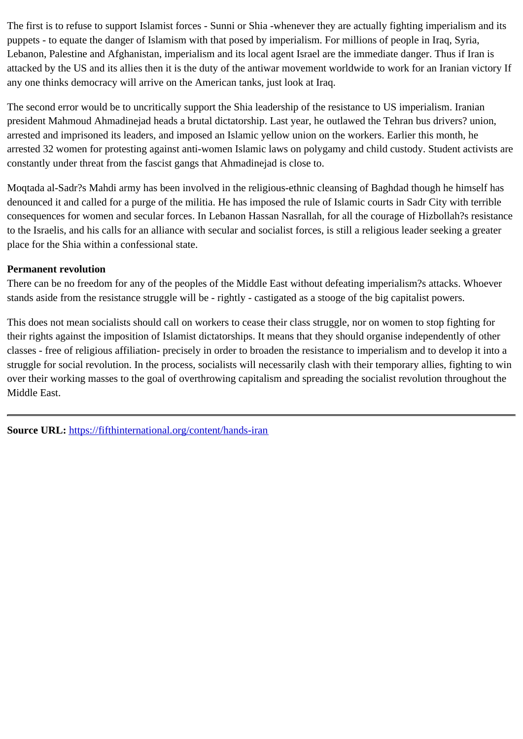The first is to refuse to support Islamist forces - Sunni or Shia -whenever they are actually fighting imperialism and its puppets - to equate the danger of Islamism with that posed by imperialism. For millions of people in Iraq, Syria, Lebanon, Palestine and Afghanistan, imperialism and its local agent Israel are the immediate danger. Thus if Iran is attacked by the US and its allies then it is the duty of the antiwar movement worldwide to work for an Iranian victory If any one thinks democracy will arrive on the American tanks, just look at Iraq.

The second error would be to uncritically support the Shia leadership of the resistance to US imperialism. Iranian president Mahmoud Ahmadinejad heads a brutal dictatorship. Last year, he outlawed the Tehran bus drivers? union, arrested and imprisoned its leaders, and imposed an Islamic yellow union on the workers. Earlier this month, he arrested 32 women for protesting against anti-women Islamic laws on polygamy and child custody. Student activists are constantly under threat from the fascist gangs that Ahmadinejad is close to.

Moqtada al-Sadr?s Mahdi army has been involved in the religious-ethnic cleansing of Baghdad though he himself has denounced it and called for a purge of the militia. He has imposed the rule of Islamic courts in Sadr City with terrible consequences for women and secular forces. In Lebanon Hassan Nasrallah, for all the courage of Hizbollah?s resistance to the Israelis, and his calls for an alliance with secular and socialist forces, is still a religious leader seeking a greater place for the Shia within a confessional state.

**Permanent revolution**

There can be no freedom for any of the peoples of the Middle East without defeating imperialism?s attacks. Whoever stands aside from the resistance struggle will be - rightly - castigated as a stooge of the big capitalist powers.

This does not mean socialists should call on workers to cease their class struggle, nor on women to stop fighting for their rights against the imposition of Islamist dictatorships. It means that they should organise independently of other classes - free of religious affiliation- precisely in order to broaden the resistance to imperialism and to develop it into a struggle for social revolution. In the process, socialists will necessarily clash with their temporary allies, fighting to win over their working masses to the goal of overthrowing capitalism and spreading the socialist revolution throughout the Middle East.

---

**Source URL:** https://fifthinternational.org/content/hands-iran